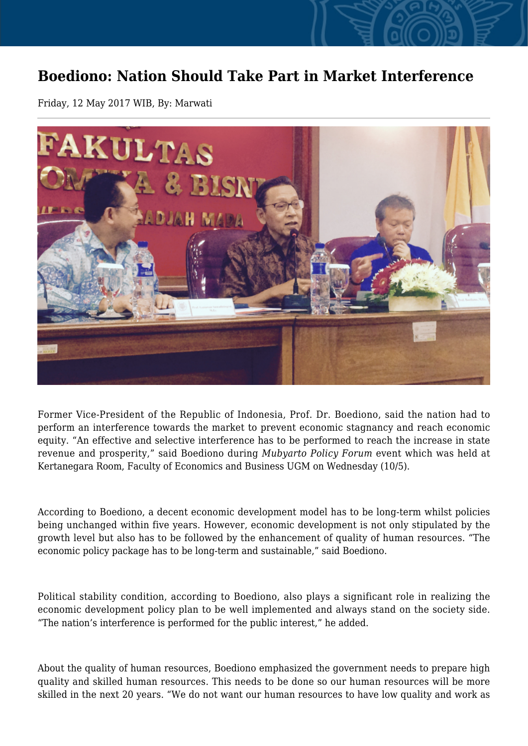# Boediono: Nation Should Take Part in Market Interference

Friday, 12 May 2017 WIB, By: Marwati

Former Vice-President of the Republic of Indonesia, Prof. Dr. Boediono, said the nation had to perform an interference towards the market to prevent economic stagnancy and reach economic equity. “An effective and selective interference has to be performed to reach the increase in state revenue and prosperity,” said Boediono during *Mubyarto Policy Forum* event which was held at Kertanegara Room, Faculty of Economics and Business UGM on Wednesday (10/5).

According to Boediono, a decent economic development model has to be long-term whilst policies being unchanged within five years. However, economic development is not only stipulated by the growth level but also has to be followed by the enhancement of quality of human resources. “The economic policy package has to be long-term and sustainable,” said Boediono.

Political stability condition, according to Boediono, also plays a significant role in realizing the economic development policy plan to be well implemented and always stand on the society side. “The nation’s interference is performed for the public interest,” he added.

About the quality of human resources, Boediono emphasized the government needs to prepare high quality and skilled human resources. This needs to be done so our human resources will be more skilled in the next 20 years. “We do not want our human resources to have low quality and work as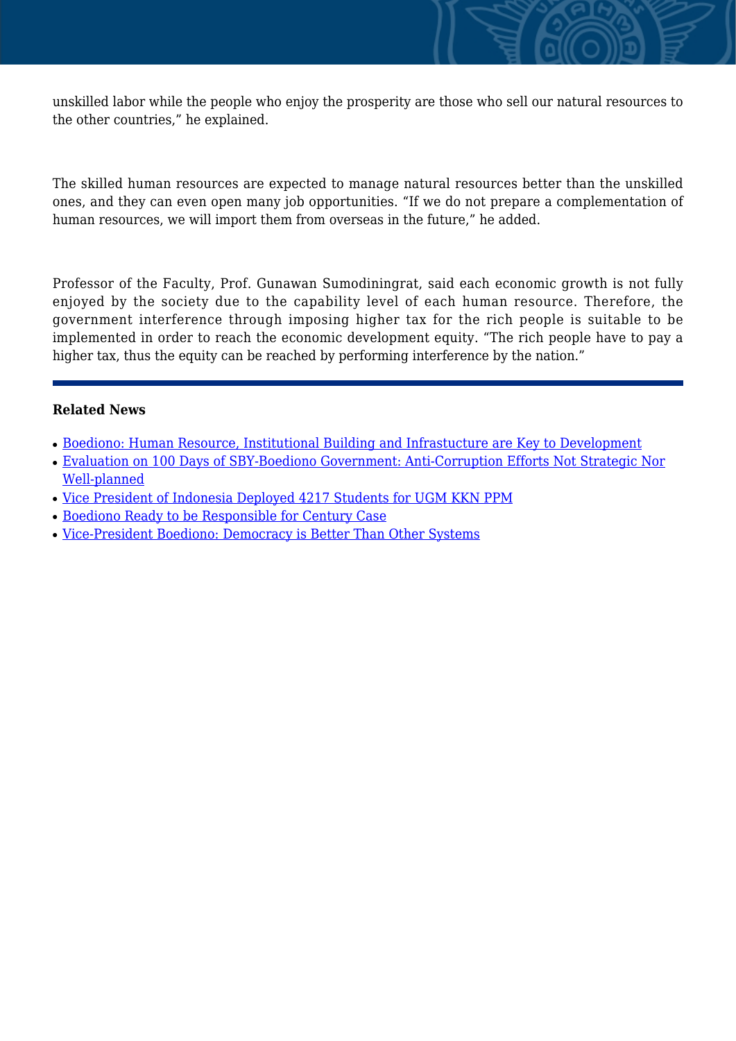unskilled labor while the people who enjoy the prosperity are those who sell our natural resources to the other countries," he explained.

The skilled human resources are expected to manage natural resources better than the unskilled ones, and they can even open many job opportunities. "If we do not prepare a complementation of human resources, we will import them from overseas in the future," he added.

Professor of the Faculty, Prof. Gunawan Sumodiningrat, said each economic growth is not fully enjoyed by the society due to the capability level of each human resource. Therefore, the government interference through imposing higher tax for the rich people is suitable to be implemented in order to reach the economic development equity. "The rich people have to pay a higher tax, thus the equity can be reached by performing interference by the nation."

---

**Related News**

- Boediono: Human Resource, Institutional Building and Infrastucture are Key to Development
- Evaluation on 100 Days of SBY-Boediono Government: Anti-Corruption Efforts Not Strategic Nor Well-planned
- Vice President of Indonesia Deployed 4217 Students for UGM KKN PPM
- Boediono Ready to be Responsible for Century Case
- Vice-President Boediono: Democracy is Better Than Other Systems